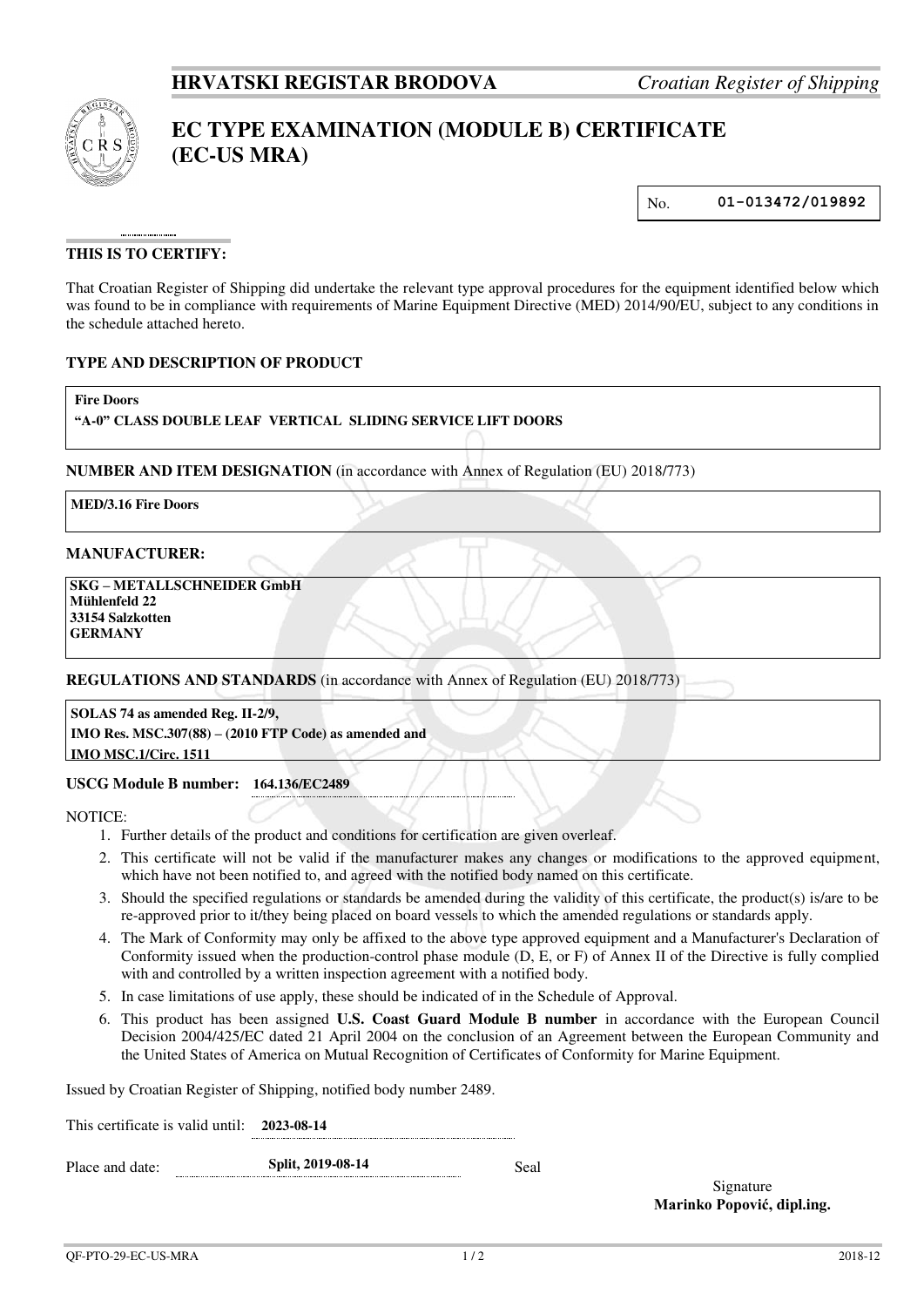**HRVATSKI REGISTAR BRODOVA** *Croatian Register of Shipping*

# EC TYPE EXAMINATION (MODULE B) CERTIFICATE (EC-US MRA)

No. **01-013472/019892**

**THIS IS TO CERTIFY:**

That Croatian Register of Shipping did undertake the relevant type approval procedures for the equipment identified below which was found to be in compliance with requirements of Marine Equipment Directive (MED) 2014/90/EU, subject to any conditions in the schedule attached hereto.

**TYPE AND DESCRIPTION OF PRODUCT**

**Fire Doors**
**"A-0" CLASS DOUBLE LEAF VERTICAL SLIDING SERVICE LIFT DOORS**

**NUMBER AND ITEM DESIGNATION** (in accordance with Annex of Regulation (EU) 2018/773)

**MED/3.16 Fire Doors**

**MANUFACTURER:**

**SKG – METALLSCHNEIDER GmbH**
**Mühlenfeld 22**
**33154 Salzkotten**
**GERMANY**

**REGULATIONS AND STANDARDS** (in accordance with Annex of Regulation (EU) 2018/773)

**SOLAS 74 as amended Reg. II-2/9,**
**IMO Res. MSC.307(88) – (2010 FTP Code) as amended and**
**IMO MSC.1/Circ. 1511**

**USCG Module B number:** **164.136/EC2489**

NOTICE:

1. Further details of the product and conditions for certification are given overleaf.
2. This certificate will not be valid if the manufacturer makes any changes or modifications to the approved equipment, which have not been notified to, and agreed with the notified body named on this certificate.
3. Should the specified regulations or standards be amended during the validity of this certificate, the product(s) is/are to be re-approved prior to it/they being placed on board vessels to which the amended regulations or standards apply.
4. The Mark of Conformity may only be affixed to the above type approved equipment and a Manufacturer's Declaration of Conformity issued when the production-control phase module (D, E, or F) of Annex II of the Directive is fully complied with and controlled by a written inspection agreement with a notified body.
5. In case limitations of use apply, these should be indicated of in the Schedule of Approval.
6. This product has been assigned **U.S. Coast Guard Module B number** in accordance with the European Council Decision 2004/425/EC dated 21 April 2004 on the conclusion of an Agreement between the European Community and the United States of America on Mutual Recognition of Certificates of Conformity for Marine Equipment.

Issued by Croatian Register of Shipping, notified body number 2489.

This certificate is valid until: **2023-08-14**

Place and date: **Split, 2019-08-14** Seal

Signature
**Marinko Popović, dipl.ing.**

QF-PTO-29-EC-US-MRA 2018-12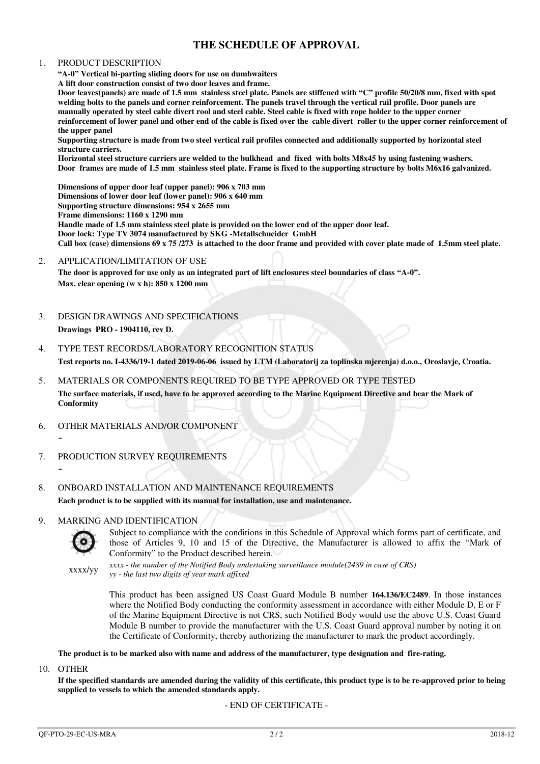# THE SCHEDULE OF APPROVAL

1. PRODUCT DESCRIPTION

**"A-0" Vertical bi-parting sliding doors for use on dumbwaiters**
**A lift door construction consist of two door leaves and frame.**
**Door leaves(panels) are made of 1.5 mm stainless steel plate. Panels are stiffened with "C" profile 50/20/8 mm, fixed with spot welding bolts to the panels and corner reinforcement. The panels travel through the vertical rail profile. Door panels are manually operated by steel cable divert rool and steel cable. Steel cable is fixed with rope holder to the upper corner reinforcement of lower panel and other end of the cable is fixed over the cable divert roller to the upper corner reinforcement of the upper panel**
**Supporting structure is made from two steel vertical rail profiles connected and additionally supported by horizontal steel structure carriers.**
**Horizontal steel structure carriers are welded to the bulkhead and fixed with bolts M8x45 by using fastening washers.**
**Door frames are made of 1.5 mm stainless steel plate. Frame is fixed to the supporting structure by bolts M6x16 galvanized.**

**Dimensions of upper door leaf (upper panel): 906 x 703 mm**
**Dimensions of lower door leaf (lower panel): 906 x 640 mm**
**Supporting structure dimensions: 954 x 2655 mm**
**Frame dimensions: 1160 x 1290 mm**
**Handle made of 1.5 mm stainless steel plate is provided on the lower end of the upper door leaf.**
**Door lock: Type TV 3074 manufactured by SKG -Metallschneider GmbH**
**Call box (case) dimensions 69 x 75 /273 is attached to the door frame and provided with cover plate made of 1.5mm steel plate.**

2. APPLICATION/LIMITATION OF USE

**The door is approved for use only as an integrated part of lift enclosures steel boundaries of class "A-0".**
**Max. clear opening (w x h): 850 x 1200 mm**

3. DESIGN DRAWINGS AND SPECIFICATIONS

**Drawings PRO - 1904110, rev D.**

4. TYPE TEST RECORDS/LABORATORY RECOGNITION STATUS

**Test reports no. I-4336/19-1 dated 2019-06-06 issued by LTM (Laboratorij za toplinska mjerenja) d.o.o., Oroslavje, Croatia.**

5. MATERIALS OR COMPONENTS REQUIRED TO BE TYPE APPROVED OR TYPE TESTED

**The surface materials, if used, have to be approved according to the Marine Equipment Directive and bear the Mark of Conformity**

6. OTHER MATERIALS AND/OR COMPONENT

-

7. PRODUCTION SURVEY REQUIREMENTS

-

8. ONBOARD INSTALLATION AND MAINTENANCE REQUIREMENTS

**Each product is to be supplied with its manual for installation, use and maintenance.**

9. MARKING AND IDENTIFICATION

Subject to compliance with the conditions in this Schedule of Approval which forms part of certificate, and those of Articles 9, 10 and 15 of the Directive, the Manufacturer is allowed to affix the "Mark of Conformity" to the Product described herein.

xxxx/yy

*xxxx - the number of the Notified Body undertaking surveillance module(2489 in case of CRS)*
*yy - the last two digits of year mark affixed*

This product has been assigned US Coast Guard Module B number **164.136/EC2489**. In those instances where the Notified Body conducting the conformity assessment in accordance with either Module D, E or F of the Marine Equipment Directive is not CRS, such Notified Body would use the above U.S. Coast Guard Module B number to provide the manufacturer with the U.S. Coast Guard approval number by noting it on the Certificate of Conformity, thereby authorizing the manufacturer to mark the product accordingly.

**The product is to be marked also with name and address of the manufacturer, type designation and fire-rating.**

10. OTHER

**If the specified standards are amended during the validity of this certificate, this product type is to be re-approved prior to being supplied to vessels to which the amended standards apply.**

- END OF CERTIFICATE -